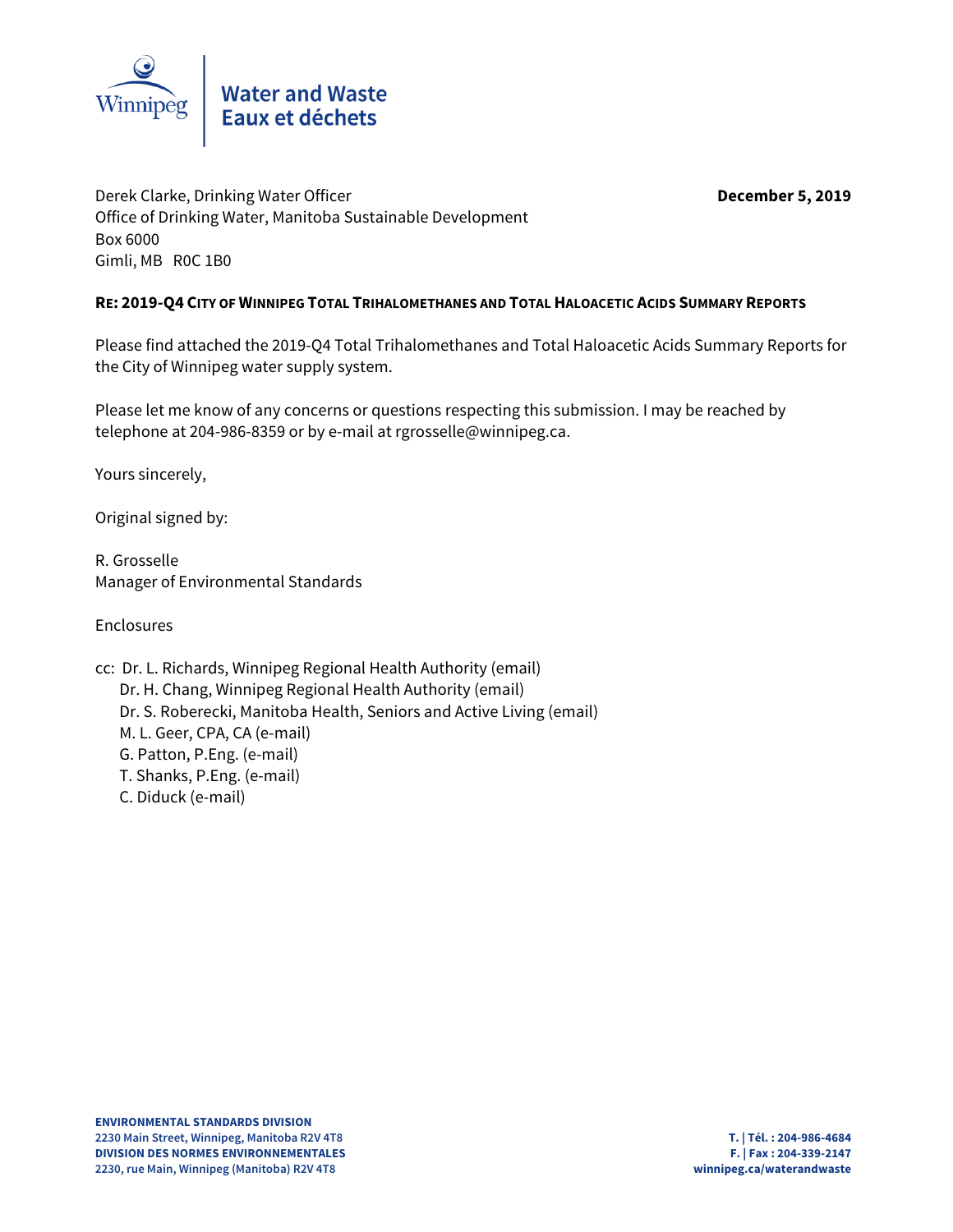Winnipeg | **Water and Waste**
**Eaux et déchets**

Derek Clarke, Drinking Water Officer
Office of Drinking Water, Manitoba Sustainable Development
Box 6000
Gimli, MB R0C 1B0

**December 5, 2019**

**RE: 2019-Q4 CITY OF WINNIPEG TOTAL TRIHALOMETHANES AND TOTAL HALOACETIC ACIDS SUMMARY REPORTS**

Please find attached the 2019-Q4 Total Trihalomethanes and Total Haloacetic Acids Summary Reports for the City of Winnipeg water supply system.

Please let me know of any concerns or questions respecting this submission. I may be reached by telephone at 204-986-8359 or by e-mail at rgrosselle@winnipeg.ca.

Yours sincerely,

Original signed by:

R. Grosselle
Manager of Environmental Standards

Enclosures

cc: Dr. L. Richards, Winnipeg Regional Health Authority (email)
Dr. H. Chang, Winnipeg Regional Health Authority (email)
Dr. S. Roberecki, Manitoba Health, Seniors and Active Living (email)
M. L. Geer, CPA, CA (e-mail)
G. Patton, P.Eng. (e-mail)
T. Shanks, P.Eng. (e-mail)
C. Diduck (e-mail)

**ENVIRONMENTAL STANDARDS DIVISION**
**2230 Main Street, Winnipeg, Manitoba R2V 4T8**
**DIVISION DES NORMES ENVIRONNEMENTALES**
**2230, rue Main, Winnipeg (Manitoba) R2V 4T8**

**T. | Tél. : 204-986-4684**
**F. | Fax : 204-339-2147**
**winnipeg.ca/waterandwaste**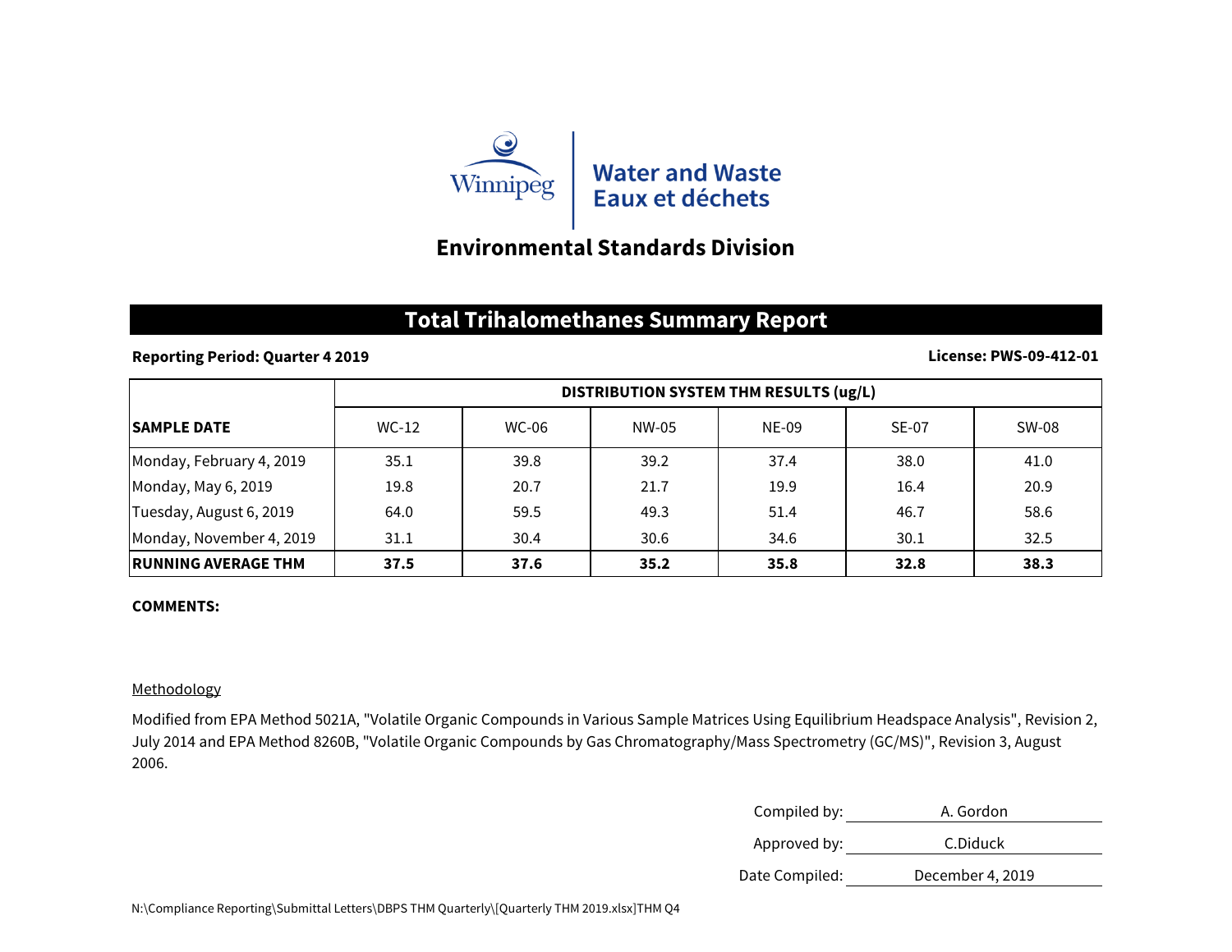Winnipeg

Water and Waste
Eaux et déchets

## Environmental Standards Division

# Total Trihalomethanes Summary Report

**Reporting Period: Quarter 4 2019** **License: PWS-09-412-01**

| SAMPLE DATE | DISTRIBUTION SYSTEM THM RESULTS (ug/L) | | | | | |
|---|---|---|---|---|---|---|
| | WC-12 | WC-06 | NW-05 | NE-09 | SE-07 | SW-08 |
| Monday, February 4, 2019 | 35.1 | 39.8 | 39.2 | 37.4 | 38.0 | 41.0 |
| Monday, May 6, 2019 | 19.8 | 20.7 | 21.7 | 19.9 | 16.4 | 20.9 |
| Tuesday, August 6, 2019 | 64.0 | 59.5 | 49.3 | 51.4 | 46.7 | 58.6 |
| Monday, November 4, 2019 | 31.1 | 30.4 | 30.6 | 34.6 | 30.1 | 32.5 |
| **RUNNING AVERAGE THM** | **37.5** | **37.6** | **35.2** | **35.8** | **32.8** | **38.3** |

**COMMENTS:**

Methodology

Modified from EPA Method 5021A, "Volatile Organic Compounds in Various Sample Matrices Using Equilibrium Headspace Analysis", Revision 2, July 2014 and EPA Method 8260B, "Volatile Organic Compounds by Gas Chromatography/Mass Spectrometry (GC/MS)", Revision 3, August 2006.

Compiled by: A. Gordon

Approved by: C.Diduck

Date Compiled: December 4, 2019

N:\Compliance Reporting\Submittal Letters\DBPS THM Quarterly\[Quarterly THM 2019.xlsx]THM Q4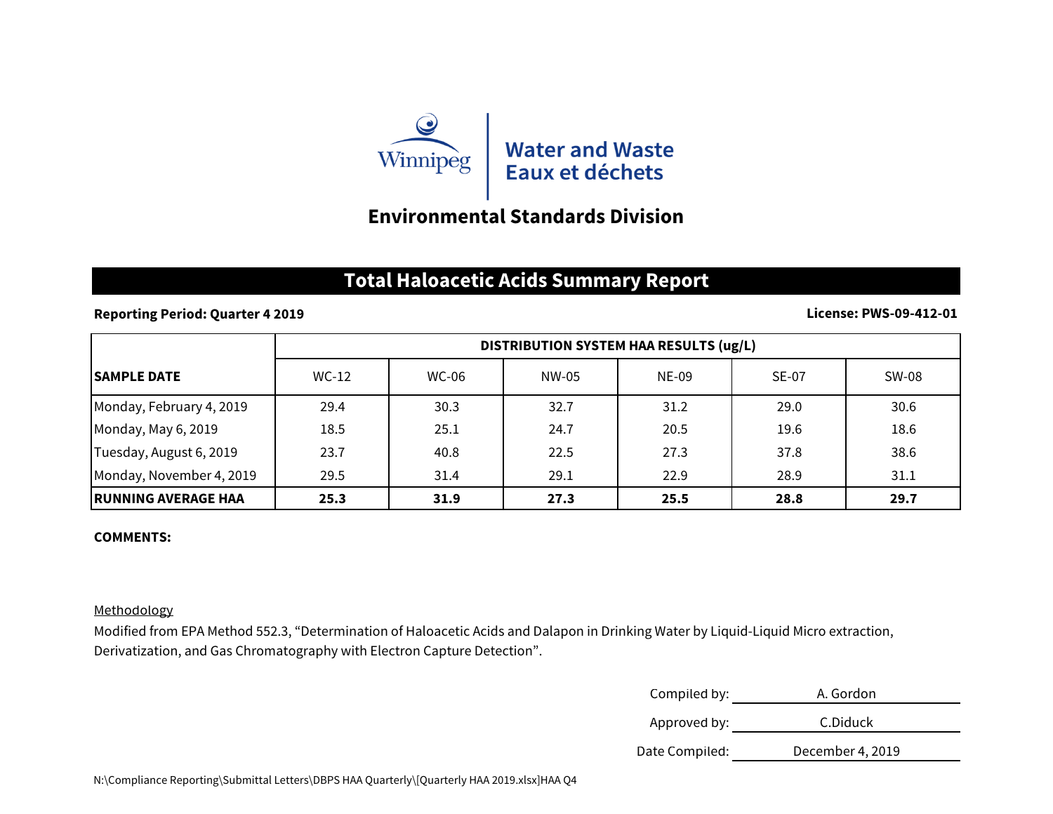Winnipeg

**Water and Waste**
**Eaux et déchets**

## Environmental Standards Division

# Total Haloacetic Acids Summary Report

**Reporting Period: Quarter 4 2019** | **License: PWS-09-412-01**

| **SAMPLE DATE** | **DISTRIBUTION SYSTEM HAA RESULTS (ug/L)** | | | | | |
|---|---|---|---|---|---|---|
| | WC-12 | WC-06 | NW-05 | NE-09 | SE-07 | SW-08 |
| Monday, February 4, 2019 | 29.4 | 30.3 | 32.7 | 31.2 | 29.0 | 30.6 |
| Monday, May 6, 2019 | 18.5 | 25.1 | 24.7 | 20.5 | 19.6 | 18.6 |
| Tuesday, August 6, 2019 | 23.7 | 40.8 | 22.5 | 27.3 | 37.8 | 38.6 |
| Monday, November 4, 2019 | 29.5 | 31.4 | 29.1 | 22.9 | 28.9 | 31.1 |
| **RUNNING AVERAGE HAA** | **25.3** | **31.9** | **27.3** | **25.5** | **28.8** | **29.7** |

**COMMENTS:**

Methodology

Modified from EPA Method 552.3, "Determination of Haloacetic Acids and Dalapon in Drinking Water by Liquid-Liquid Micro extraction, Derivatization, and Gas Chromatography with Electron Capture Detection".

Compiled by: A. Gordon

Approved by: C.Diduck

Date Compiled: December 4, 2019

N:\Compliance Reporting\Submittal Letters\DBPS HAA Quarterly\[Quarterly HAA 2019.xlsx]HAA Q4